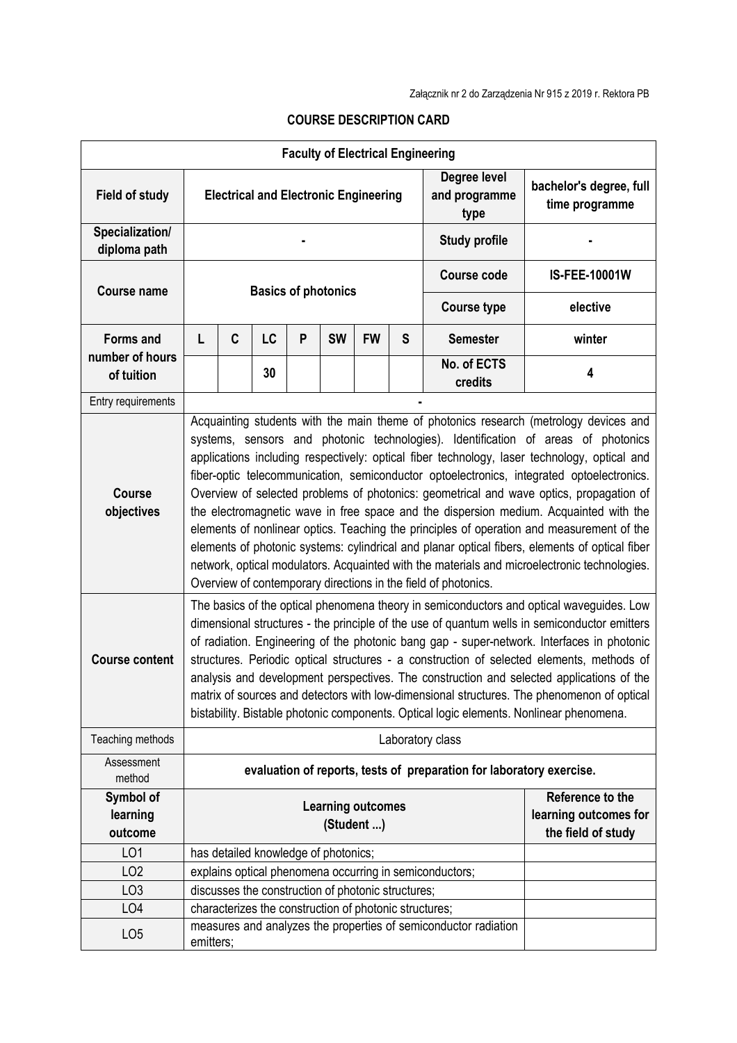Załącznik nr 2 do Zarządzenia Nr 915 z 2019 r. Rektora PB

## COURSE DESCRIPTION CARD

| **Faculty of Electrical Engineering** | | | | | | | | | |
|---|---|---|---|---|---|---|---|---|---|
| **Field of study** | **Electrical and Electronic Engineering** | | | | | | | **Degree level and programme type** | **bachelor's degree, full time programme** |
| **Specialization/ diploma path** | **-** | | | | | | | **Study profile** | **-** |
| **Course name** | **Basics of photonics** | | | | | | | **Course code** | **IS-FEE-10001W** |
| | | | | | | | | **Course type** | **elective** |
| **Forms and number of hours of tuition** | **L** | **C** | **LC** | **P** | **SW** | **FW** | **S** | **Semester** | **winter** |
| | | | **30** | | | | | **No. of ECTS credits** | **4** |
| Entry requirements | **-** | | | | | | | | |
| **Course objectives** | Acquainting students with the main theme of photonics research (metrology devices and systems, sensors and photonic technologies). Identification of areas of photonics applications including respectively: optical fiber technology, laser technology, optical and fiber-optic telecommunication, semiconductor optoelectronics, integrated optoelectronics. Overview of selected problems of photonics: geometrical and wave optics, propagation of the electromagnetic wave in free space and the dispersion medium. Acquainted with the elements of nonlinear optics. Teaching the principles of operation and measurement of the elements of photonic systems: cylindrical and planar optical fibers, elements of optical fiber network, optical modulators. Acquainted with the materials and microelectronic technologies. Overview of contemporary directions in the field of photonics. | | | | | | | | |
| **Course content** | The basics of the optical phenomena theory in semiconductors and optical waveguides. Low dimensional structures - the principle of the use of quantum wells in semiconductor emitters of radiation. Engineering of the photonic bang gap - super-network. Interfaces in photonic structures. Periodic optical structures - a construction of selected elements, methods of analysis and development perspectives. The construction and selected applications of the matrix of sources and detectors with low-dimensional structures. The phenomenon of optical bistability. Bistable photonic components. Optical logic elements. Nonlinear phenomena. | | | | | | | | |
| Teaching methods | Laboratory class | | | | | | | | |
| Assessment method | **evaluation of reports, tests of preparation for laboratory exercise.** | | | | | | | | |
| **Symbol of learning outcome** | **Learning outcomes (Student ...)** | | | | | | | | **Reference to the learning outcomes for the field of study** |
| LO1 | has detailed knowledge of photonics; | | | | | | | | |
| LO2 | explains optical phenomena occurring in semiconductors; | | | | | | | | |
| LO3 | discusses the construction of photonic structures; | | | | | | | | |
| LO4 | characterizes the construction of photonic structures; | | | | | | | | |
| LO5 | measures and analyzes the properties of semiconductor radiation emitters; | | | | | | | | |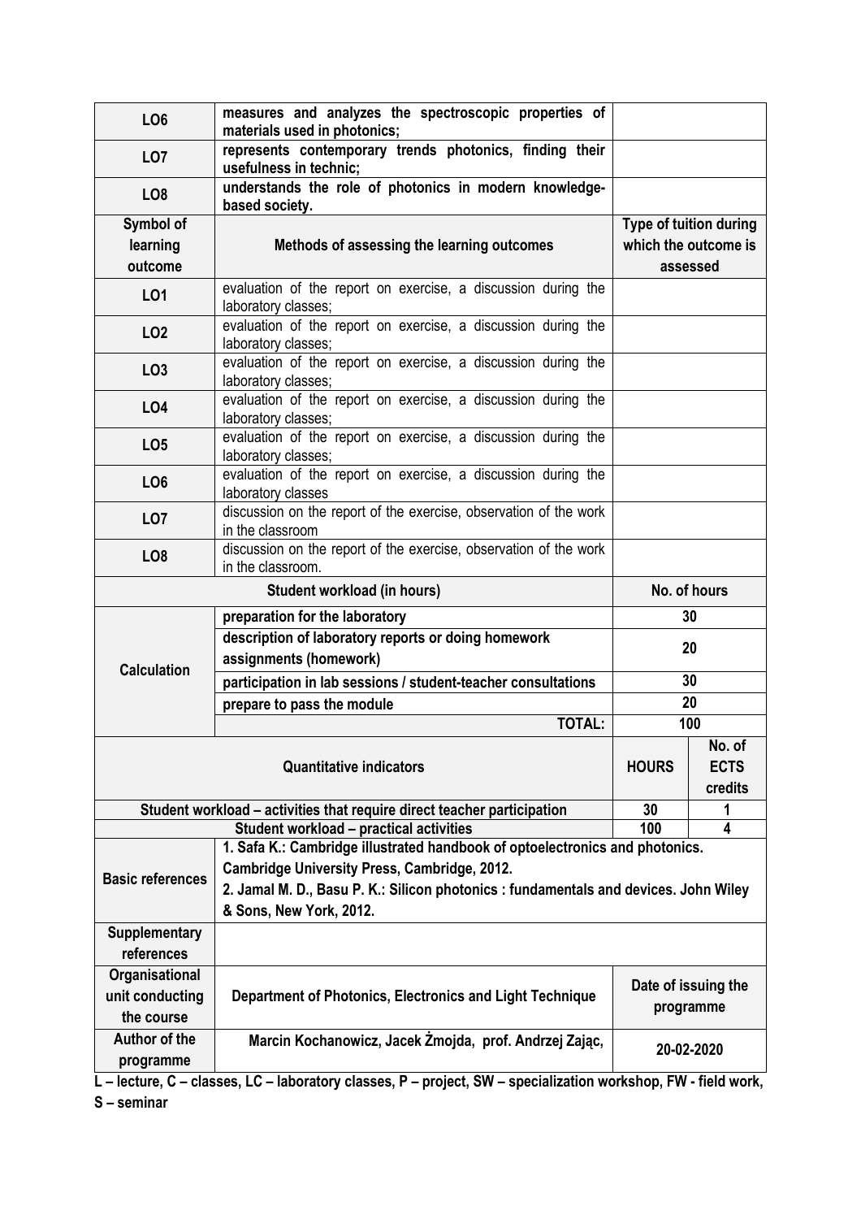| | | |
|---|---|---|
| **LO6** | **measures and analyzes the spectroscopic properties of materials used in photonics;** | |
| **LO7** | **represents contemporary trends photonics, finding their usefulness in technic;** | |
| **LO8** | **understands the role of photonics in modern knowledge-based society.** | |
| **Symbol of learning outcome** | **Methods of assessing the learning outcomes** | **Type of tuition during which the outcome is assessed** |
| **LO1** | evaluation of the report on exercise, a discussion during the laboratory classes; | |
| **LO2** | evaluation of the report on exercise, a discussion during the laboratory classes; | |
| **LO3** | evaluation of the report on exercise, a discussion during the laboratory classes; | |
| **LO4** | evaluation of the report on exercise, a discussion during the laboratory classes; | |
| **LO5** | evaluation of the report on exercise, a discussion during the laboratory classes; | |
| **LO6** | evaluation of the report on exercise, a discussion during the laboratory classes | |
| **LO7** | discussion on the report of the exercise, observation of the work in the classroom | |
| **LO8** | discussion on the report of the exercise, observation of the work in the classroom. | |

| **Student workload (in hours)** | | **No. of hours** |
|---|---|---|
| **Calculation** | **preparation for the laboratory** | **30** |
| | **description of laboratory reports or doing homework assignments (homework)** | **20** |
| | **participation in lab sessions / student-teacher consultations** | **30** |
| | **prepare to pass the module** | **20** |
| | **TOTAL:** | **100** |

| **Quantitative indicators** | **HOURS** | **No. of ECTS credits** |
|---|---|---|
| **Student workload – activities that require direct teacher participation** | **30** | **1** |
| **Student workload – practical activities** | **100** | **4** |

| | |
|---|---|
| **Basic references** | **1. Safa K.: Cambridge illustrated handbook of optoelectronics and photonics. Cambridge University Press, Cambridge, 2012.**<br>**2. Jamal M. D., Basu P. K.: Silicon photonics : fundamentals and devices. John Wiley & Sons, New York, 2012.** |
| **Supplementary references** | |

| | | |
|---|---|---|
| **Organisational unit conducting the course** | **Department of Photonics, Electronics and Light Technique** | **Date of issuing the programme** |
| **Author of the programme** | **Marcin Kochanowicz, Jacek Żmojda, prof. Andrzej Zając,** | **20-02-2020** |

**L – lecture, C – classes, LC – laboratory classes, P – project, SW – specialization workshop, FW - field work, S – seminar**